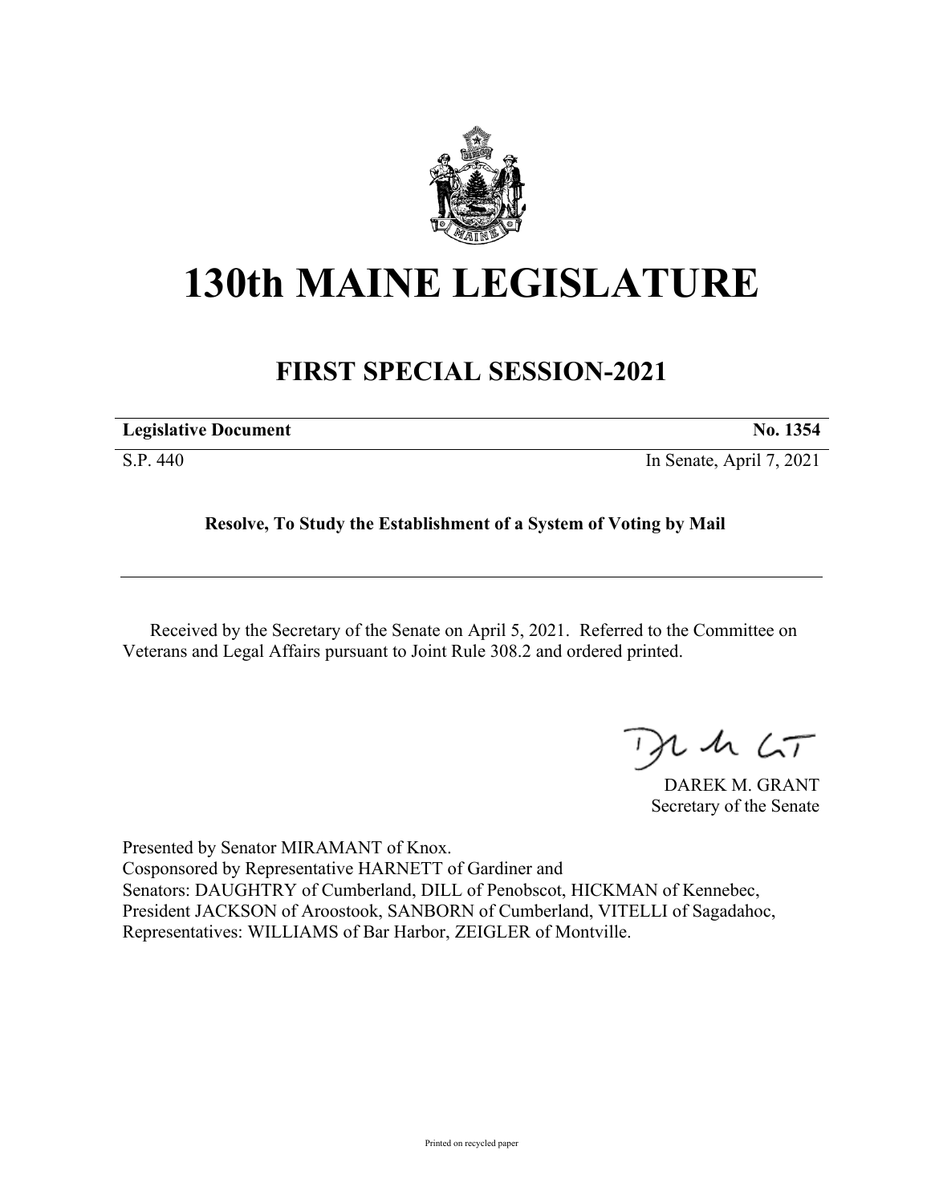# 130th MAINE LEGISLATURE

## FIRST SPECIAL SESSION-2021

| **Legislative Document** | **No. 1354** |
|---|---|
| S.P. 440 | In Senate, April 7, 2021 |

**Resolve, To Study the Establishment of a System of Voting by Mail**

Received by the Secretary of the Senate on April 5, 2021. Referred to the Committee on Veterans and Legal Affairs pursuant to Joint Rule 308.2 and ordered printed.

DAREK M. GRANT
Secretary of the Senate

Presented by Senator MIRAMANT of Knox.
Cosponsored by Representative HARNETT of Gardiner and
Senators: DAUGHTRY of Cumberland, DILL of Penobscot, HICKMAN of Kennebec, President JACKSON of Aroostook, SANBORN of Cumberland, VITELLI of Sagadahoc, Representatives: WILLIAMS of Bar Harbor, ZEIGLER of Montville.

Printed on recycled paper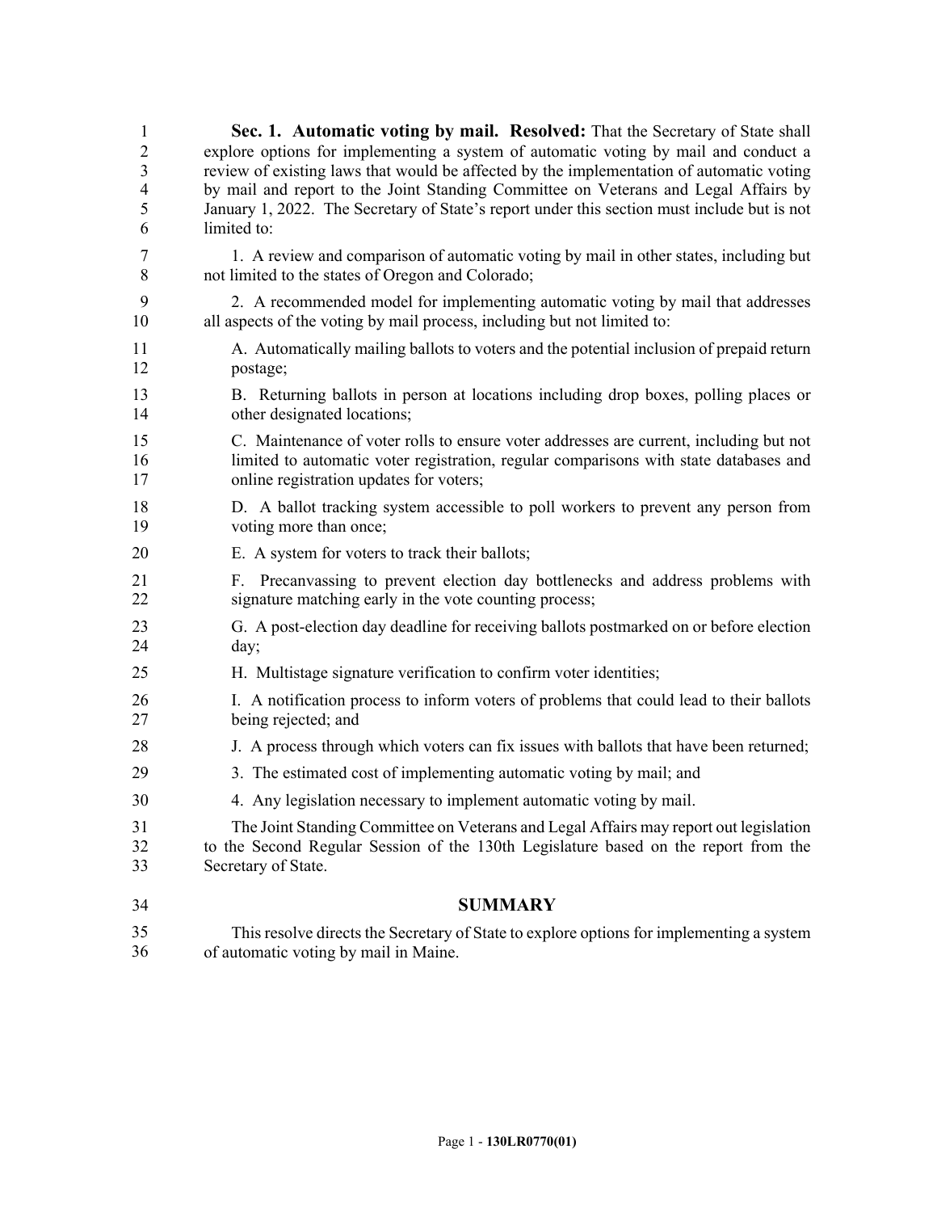**Sec. 1. Automatic voting by mail. Resolved:** That the Secretary of State shall explore options for implementing a system of automatic voting by mail and conduct a review of existing laws that would be affected by the implementation of automatic voting by mail and report to the Joint Standing Committee on Veterans and Legal Affairs by January 1, 2022. The Secretary of State's report under this section must include but is not limited to:

1. A review and comparison of automatic voting by mail in other states, including but not limited to the states of Oregon and Colorado;

2. A recommended model for implementing automatic voting by mail that addresses all aspects of the voting by mail process, including but not limited to:

A. Automatically mailing ballots to voters and the potential inclusion of prepaid return postage;

B. Returning ballots in person at locations including drop boxes, polling places or other designated locations;

C. Maintenance of voter rolls to ensure voter addresses are current, including but not limited to automatic voter registration, regular comparisons with state databases and online registration updates for voters;

D. A ballot tracking system accessible to poll workers to prevent any person from voting more than once;

E. A system for voters to track their ballots;

F. Precanvassing to prevent election day bottlenecks and address problems with signature matching early in the vote counting process;

G. A post-election day deadline for receiving ballots postmarked on or before election day;

H. Multistage signature verification to confirm voter identities;

I. A notification process to inform voters of problems that could lead to their ballots being rejected; and

J. A process through which voters can fix issues with ballots that have been returned;

3. The estimated cost of implementing automatic voting by mail; and

4. Any legislation necessary to implement automatic voting by mail.

The Joint Standing Committee on Veterans and Legal Affairs may report out legislation to the Second Regular Session of the 130th Legislature based on the report from the Secretary of State.

## SUMMARY

This resolve directs the Secretary of State to explore options for implementing a system of automatic voting by mail in Maine.